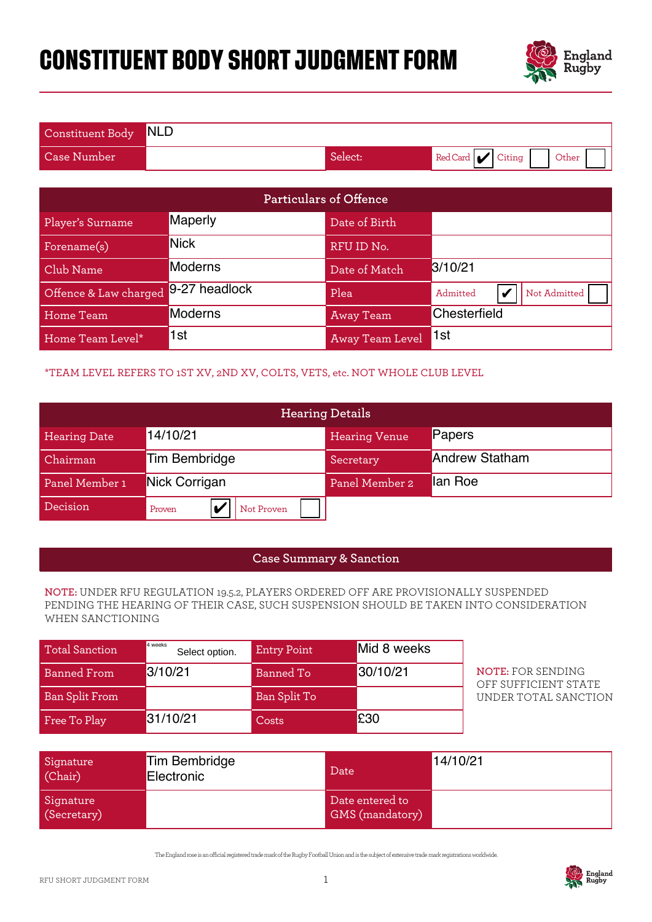# CONSTITUENT BODY SHORT JUDGMENT FORM

| | | | |
|---|---|---|---|
| Constituent Body | NLD | | |
| Case Number | | Select: | Red Card ✔ Citing ☐ Other ☐ |

| Particulars of Offence | | | |
|---|---|---|---|
| Player's Surname | Maperly | Date of Birth | |
| Forename(s) | Nick | RFU ID No. | |
| Club Name | Moderns | Date of Match | 3/10/21 |
| Offence & Law charged | 9-27 headlock | Plea | Admitted ✔ Not Admitted ☐ |
| Home Team | Moderns | Away Team | Chesterfield |
| Home Team Level* | 1st | Away Team Level | 1st |

*TEAM LEVEL REFERS TO 1ST XV, 2ND XV, COLTS, VETS, etc. NOT WHOLE CLUB LEVEL

| Hearing Details | | | |
|---|---|---|---|
| Hearing Date | 14/10/21 | Hearing Venue | Papers |
| Chairman | Tim Bembridge | Secretary | Andrew Statham |
| Panel Member 1 | Nick Corrigan | Panel Member 2 | Ian Roe |
| Decision | Proven ✔ Not Proven ☐ | | |

## Case Summary & Sanction

**NOTE:** UNDER RFU REGULATION 19.5.2, PLAYERS ORDERED OFF ARE PROVISIONALLY SUSPENDED PENDING THE HEARING OF THEIR CASE, SUCH SUSPENSION SHOULD BE TAKEN INTO CONSIDERATION WHEN SANCTIONING

| | | | |
|---|---|---|---|
| Total Sanction | 4 weeks Select option. | Entry Point | Mid 8 weeks |
| Banned From | 3/10/21 | Banned To | 30/10/21 |
| Ban Split From | | Ban Split To | |
| Free To Play | 31/10/21 | Costs | £30 |

**NOTE:** FOR SENDING OFF SUFFICIENT STATE UNDER TOTAL SANCTION

| | | | |
|---|---|---|---|
| Signature (Chair) | Tim Bembridge Electronic | Date | 14/10/21 |
| Signature (Secretary) | | Date entered to GMS (mandatory) | |

The England rose is an official registered trade mark of the Rugby Football Union and is the subject of extensive trade mark registrations worldwide.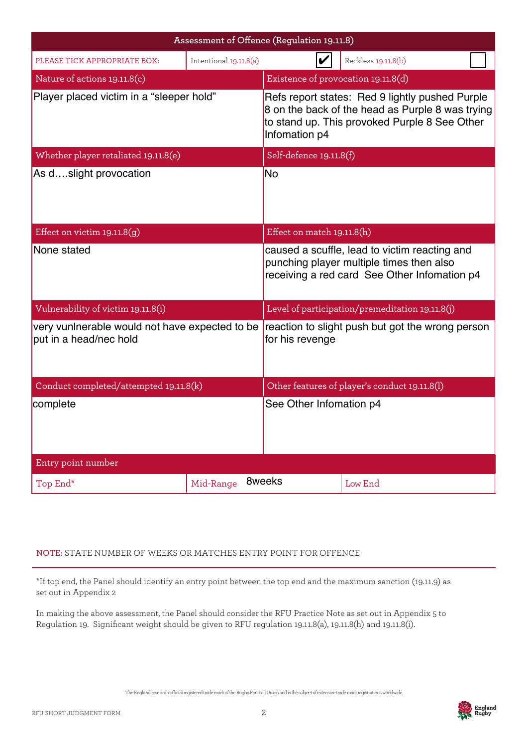## Assessment of Offence (Regulation 19.11.8)

| PLEASE TICK APPROPRIATE BOX: | Intentional 19.11.8(a) ✔ | Reckless 19.11.8(b) ☐ |
|---|---|---|

| Nature of actions 19.11.8(c) | Existence of provocation 19.11.8(d) |
|---|---|
| Player placed victim in a “sleeper hold” | Refs report states: Red 9 lightly pushed Purple 8 on the back of the head as Purple 8 was trying to stand up. This provoked Purple 8 See Other Infomation p4 |
| **Whether player retaliated 19.11.8(e)** | **Self-defence 19.11.8(f)** |
| As d….slight provocation | No |
| **Effect on victim 19.11.8(g)** | **Effect on match 19.11.8(h)** |
| None stated | caused a scuffle, lead to victim reacting and punching player multiple times then also receiving a red card See Other Infomation p4 |
| **Vulnerability of victim 19.11.8(i)** | **Level of participation/premeditation 19.11.8(j)** |
| very vunlnerable would not have expected to be put in a head/nec hold | reaction to slight push but got the wrong person for his revenge |
| **Conduct completed/attempted 19.11.8(k)** | **Other features of player’s conduct 19.11.8(l)** |
| complete | See Other Infomation p4 |

| Entry point number | | |
|---|---|---|
| Top End* | Mid-Range 8weeks | Low End |

NOTE: STATE NUMBER OF WEEKS OR MATCHES ENTRY POINT FOR OFFENCE

*If top end, the Panel should identify an entry point between the top end and the maximum sanction (19.11.9) as set out in Appendix 2

In making the above assessment, the Panel should consider the RFU Practice Note as set out in Appendix 5 to Regulation 19. Significant weight should be given to RFU regulation 19.11.8(a), 19.11.8(h) and 19.11.8(i).

The England rose is an official registered trade mark of the Rugby Football Union and is the subject of extensive trade mark registrations worldwide.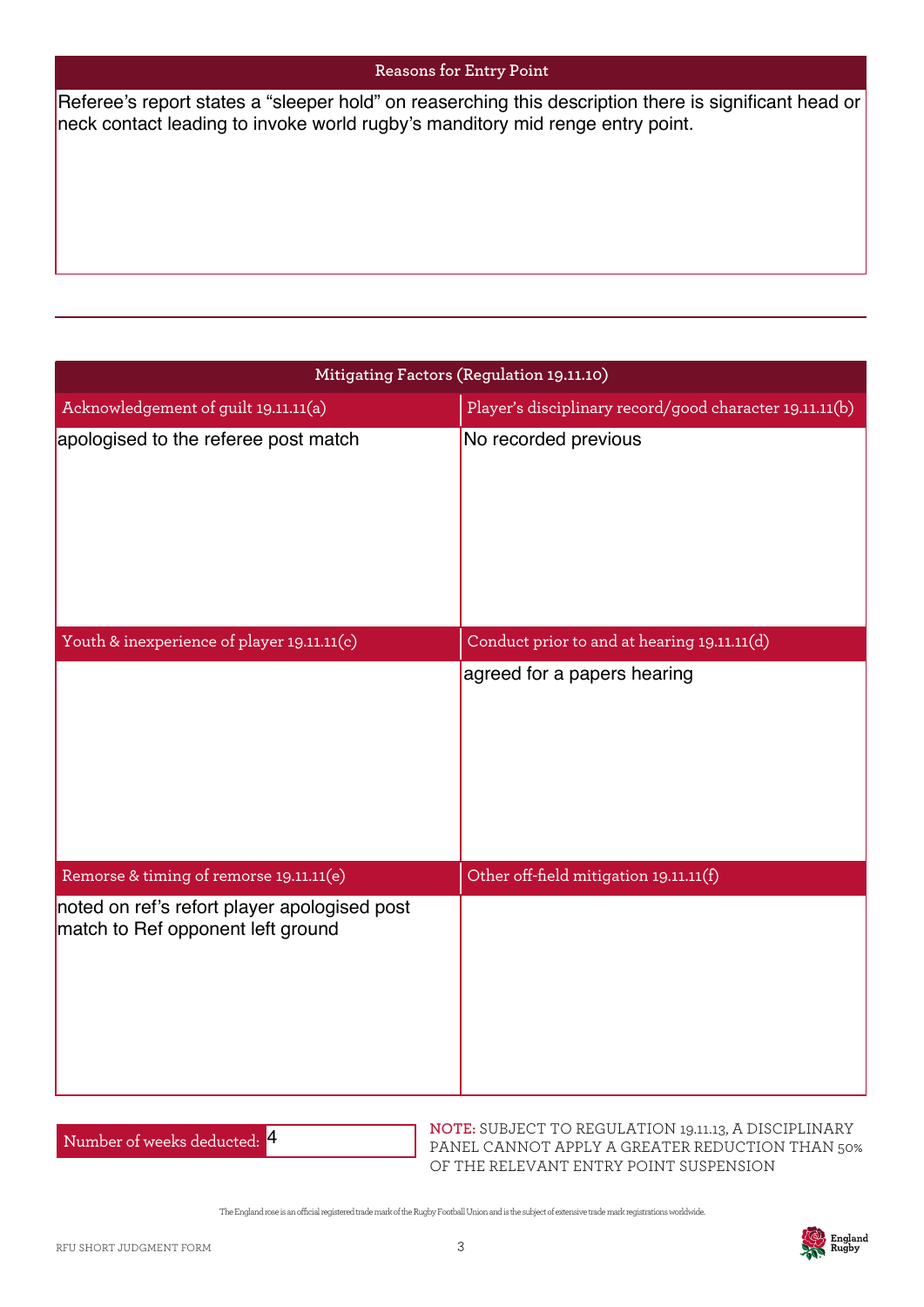## Reasons for Entry Point

Referee's report states a "sleeper hold" on reaserching this description there is significant head or neck contact leading to invoke world rugby's manditory mid renge entry point.

---

## Mitigating Factors (Regulation 19.11.10)

| Acknowledgement of guilt 19.11.11(a) | Player's disciplinary record/good character 19.11.11(b) |
|---|---|
| apologised to the referee post match | No recorded previous |
| **Youth & inexperience of player 19.11.11(c)** | **Conduct prior to and at hearing 19.11.11(d)** |
| | agreed for a papers hearing |
| **Remorse & timing of remorse 19.11.11(e)** | **Other off-field mitigation 19.11.11(f)** |
| noted on ref's refort player apologised post match to Ref opponent left ground | |

Number of weeks deducted: 4

**NOTE:** SUBJECT TO REGULATION 19.11.13, A DISCIPLINARY PANEL CANNOT APPLY A GREATER REDUCTION THAN 50% OF THE RELEVANT ENTRY POINT SUSPENSION

The England rose is an official registered trade mark of the Rugby Football Union and is the subject of extensive trade mark registrations worldwide.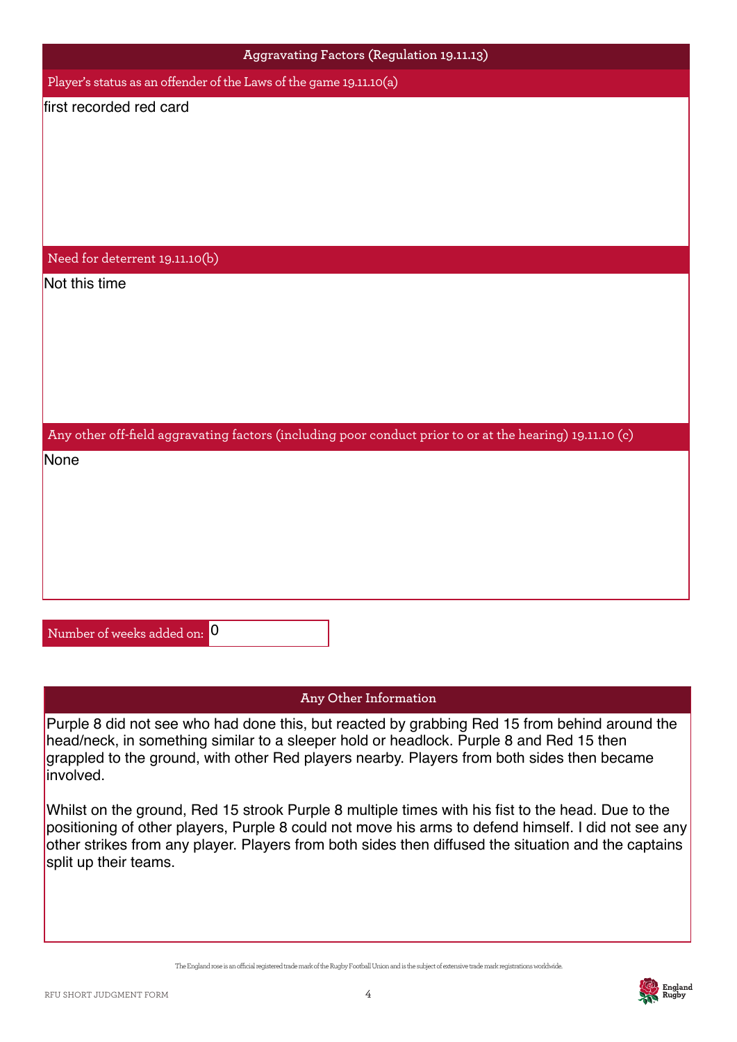## Aggravating Factors (Regulation 19.11.13)

### Player's status as an offender of the Laws of the game 19.11.10(a)

first recorded red card

### Need for deterrent 19.11.10(b)

Not this time

### Any other off-field aggravating factors (including poor conduct prior to or at the hearing) 19.11.10 (c)

None

**Number of weeks added on:** 0

## Any Other Information

Purple 8 did not see who had done this, but reacted by grabbing Red 15 from behind around the head/neck, in something similar to a sleeper hold or headlock. Purple 8 and Red 15 then grappled to the ground, with other Red players nearby. Players from both sides then became involved.

Whilst on the ground, Red 15 strook Purple 8 multiple times with his fist to the head. Due to the positioning of other players, Purple 8 could not move his arms to defend himself. I did not see any other strikes from any player. Players from both sides then diffused the situation and the captains split up their teams.

The England rose is an official registered trade mark of the Rugby Football Union and is the subject of extensive trade mark registrations worldwide.